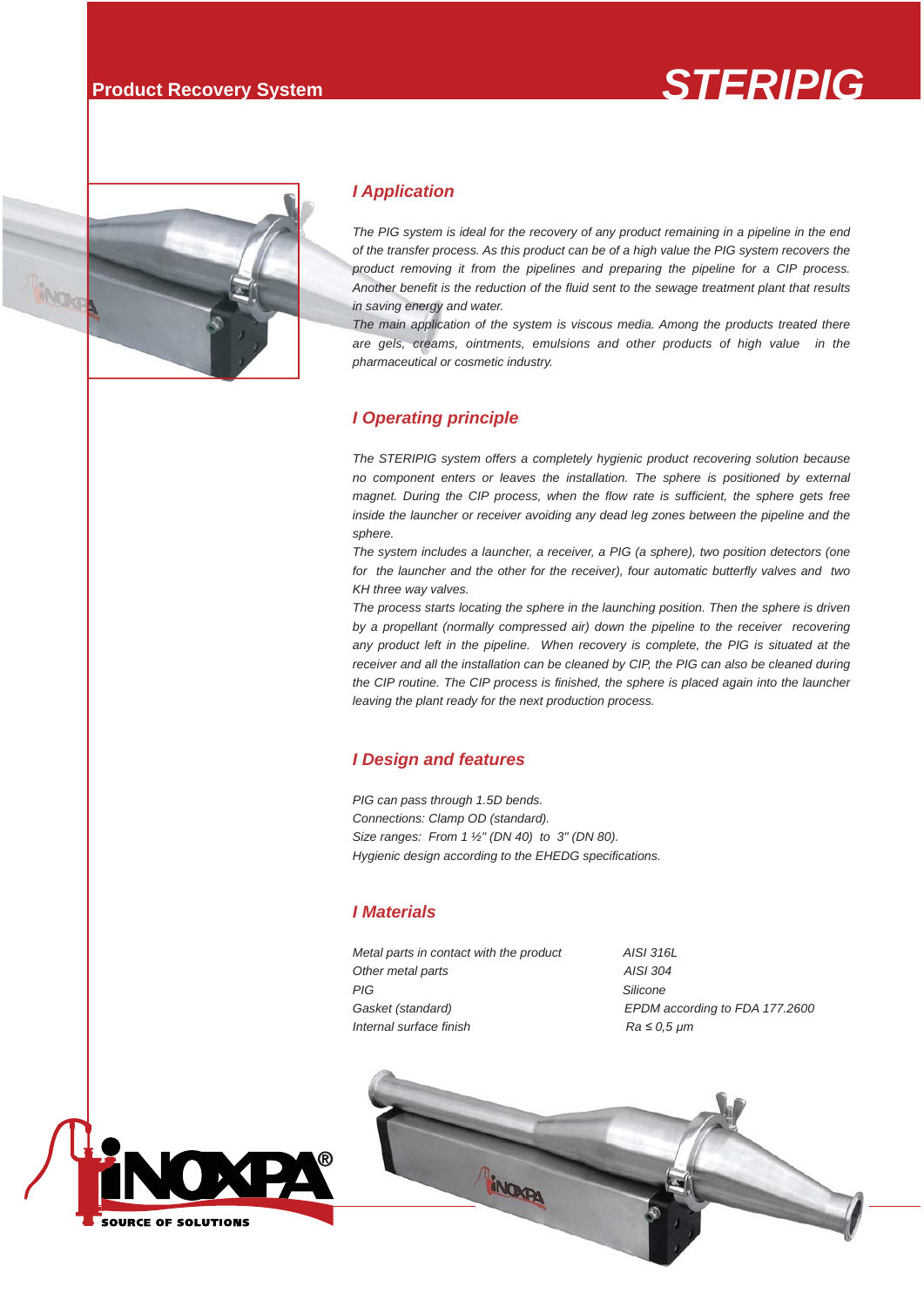# STERIPIG

## Product Recovery System

## I Application

*The PIG system is ideal for the recovery of any product remaining in a pipeline in the end of the transfer process. As this product can be of a high value the PIG system recovers the product removing it from the pipelines and preparing the pipeline for a CIP process. Another benefit is the reduction of the fluid sent to the sewage treatment plant that results in saving energy and water.*

*The main application of the system is viscous media. Among the products treated there are gels, creams, ointments, emulsions and other products of high value in the pharmaceutical or cosmetic industry.*

## I Operating principle

*The STERIPIG system offers a completely hygienic product recovering solution because no component enters or leaves the installation. The sphere is positioned by external magnet. During the CIP process, when the flow rate is sufficient, the sphere gets free inside the launcher or receiver avoiding any dead leg zones between the pipeline and the sphere.*

*The system includes a launcher, a receiver, a PIG (a sphere), two position detectors (one for the launcher and the other for the receiver), four automatic butterfly valves and two KH three way valves.*

*The process starts locating the sphere in the launching position. Then the sphere is driven by a propellant (normally compressed air) down the pipeline to the receiver recovering any product left in the pipeline. When recovery is complete, the PIG is situated at the receiver and all the installation can be cleaned by CIP, the PIG can also be cleaned during the CIP routine. The CIP process is finished, the sphere is placed again into the launcher leaving the plant ready for the next production process.*

## I Design and features

*PIG can pass through 1.5D bends.*
*Connections: Clamp OD (standard).*
*Size ranges: From 1 ½" (DN 40) to 3" (DN 80).*
*Hygienic design according to the EHEDG specifications.*

## I Materials

| | |
|---|---|
| *Metal parts in contact with the product* | *AISI 316L* |
| *Other metal parts* | *AISI 304* |
| *PIG* | *Silicone* |
| *Gasket (standard)* | *EPDM according to FDA 177.2600* |
| *Internal surface finish* | *Ra ≤ 0,5 µm* |

INOXPA® SOURCE OF SOLUTIONS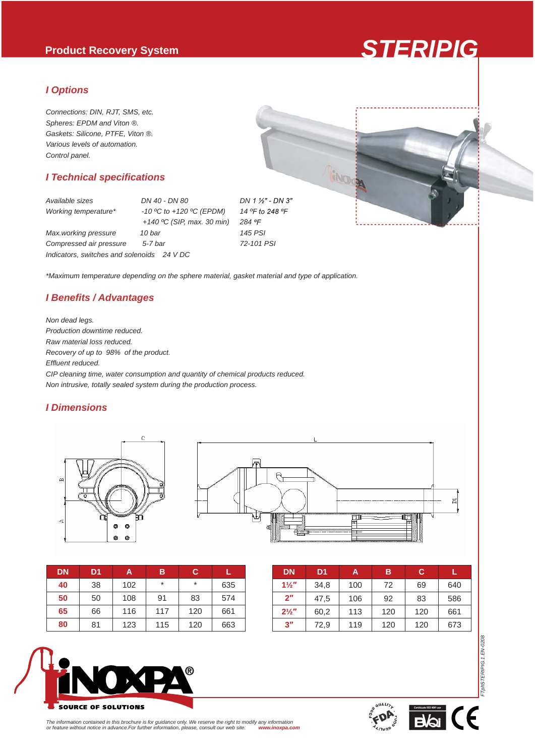Product Recovery System

# STERIPIG

## I Options

*Connections: DIN, RJT, SMS, etc.*
*Spheres: EPDM and Viton ®.*
*Gaskets: Silicone, PTFE, Viton ®.*
*Various levels of automation.*
*Control panel.*

## I Technical specifications

| | | |
|---|---|---|
| *Available sizes* | *DN 40 - DN 80* | *DN 1 ½" - DN 3"* |
| *Working temperature** | *-10 ºC to +120 ºC (EPDM)* | *14 ºF to 248 ºF* |
| | *+140 ºC (SIP, max. 30 min)* | *284 ºF* |
| *Max.working pressure* | *10 bar* | *145 PSI* |
| *Compressed air pressure* | *5-7 bar* | *72-101 PSI* |
| *Indicators, switches and solenoids* | *24 V DC* | |

*\*Maximum temperature depending on the sphere material, gasket material and type of application.*

## I Benefits / Advantages

*Non dead legs.*
*Production downtime reduced.*
*Raw material loss reduced.*
*Recovery of up to 98% of the product.*
*Effluent reduced.*
*CIP cleaning time, water consumption and quantity of chemical products reduced.*
*Non intrusive, totally sealed system during the production process.*

## I Dimensions

C
B
A
L
D1

| DN | D1 | A | B | C | L |
|---|---|---|---|---|---|
| 40 | 38 | 102 | * | * | 635 |
| 50 | 50 | 108 | 91 | 83 | 574 |
| 65 | 66 | 116 | 117 | 120 | 661 |
| 80 | 81 | 123 | 115 | 120 | 663 |

| DN | D1 | A | B | C | L |
|---|---|---|---|---|---|
| 1½" | 34,8 | 100 | 72 | 69 | 640 |
| 2" | 47,5 | 106 | 92 | 83 | 586 |
| 2½" | 60,2 | 113 | 120 | 120 | 661 |
| 3" | 72,9 | 119 | 120 | 120 | 673 |

INOXPA® SOURCE OF SOLUTIONS

FTpISTERIPIG.1.EN-0208

*The information contained in this brochure is for guidance only. We reserve the right to modify any information or feature without notice in advance.For further information, please, consult our web site.* ***www.inoxpa.com***